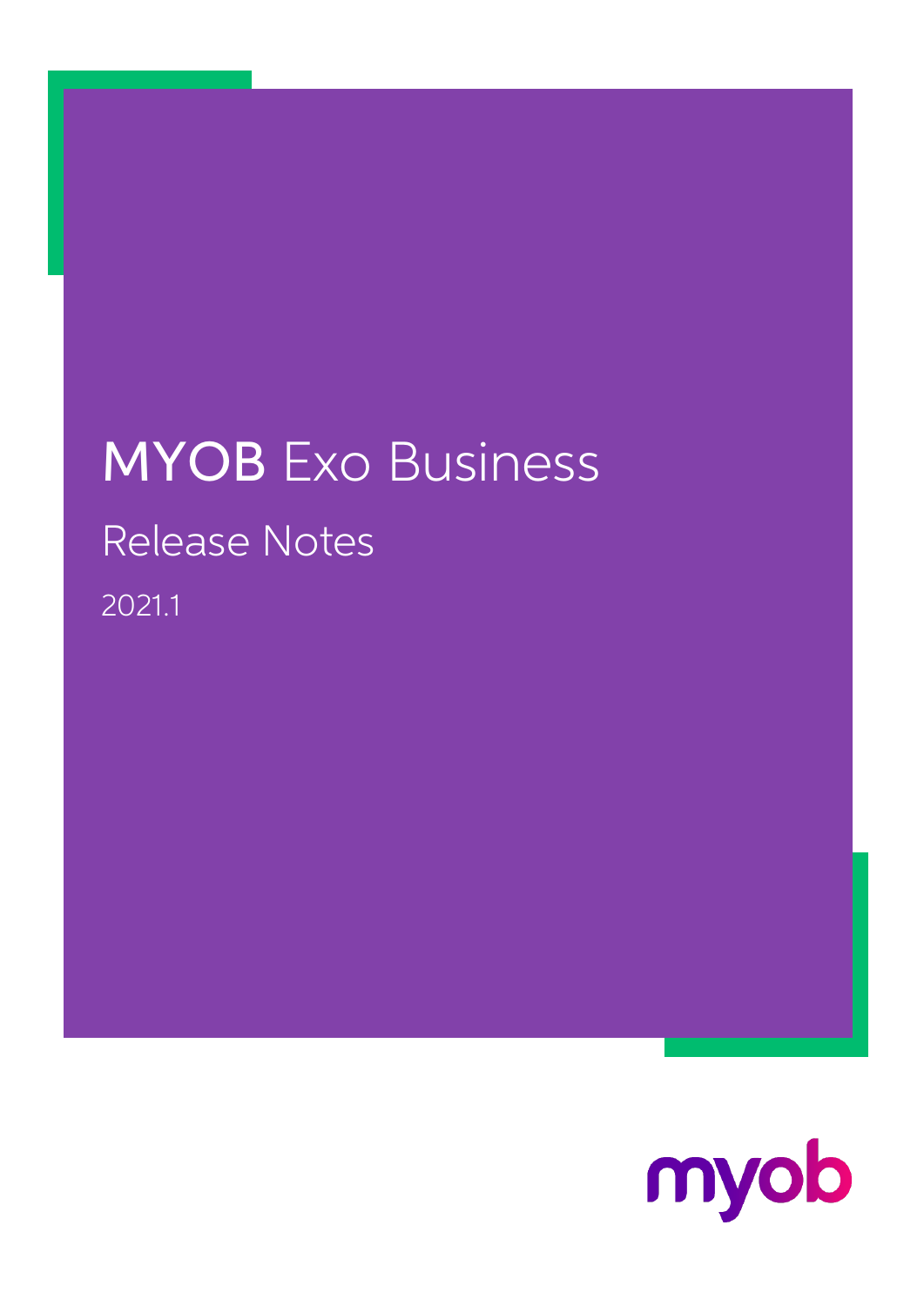# MYOB Exo Business

## Release Notes

2021.1

myob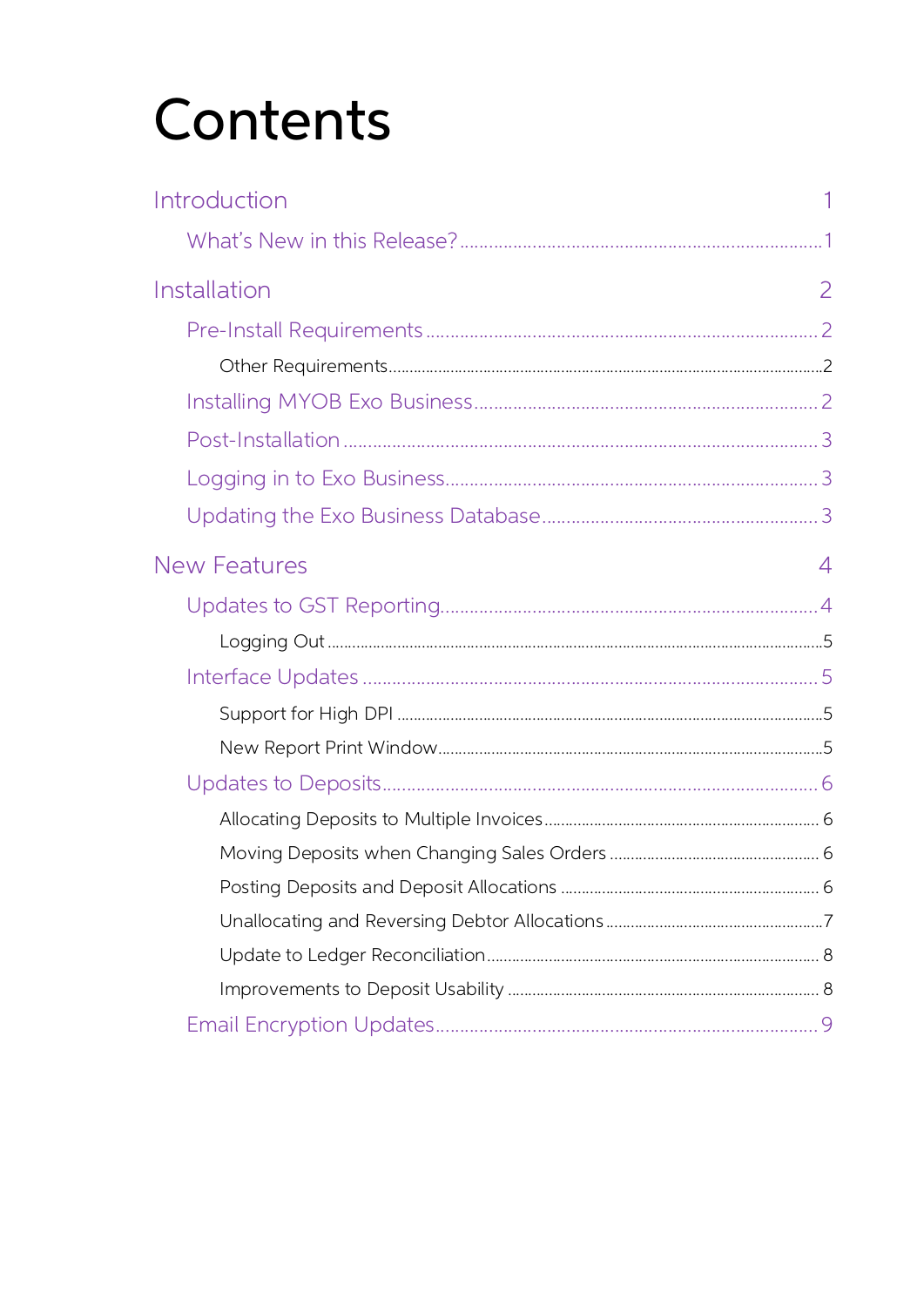# Contents

Introduction 1

- What's New in this Release? 1

Installation 2

- Pre-Install Requirements 2
  - Other Requirements 2
- Installing MYOB Exo Business 2
- Post-Installation 3
- Logging in to Exo Business 3
- Updating the Exo Business Database 3

New Features 4

- Updates to GST Reporting 4
  - Logging Out 5
- Interface Updates 5
  - Support for High DPI 5
  - New Report Print Window 5
- Updates to Deposits 6
  - Allocating Deposits to Multiple Invoices 6
  - Moving Deposits when Changing Sales Orders 6
  - Posting Deposits and Deposit Allocations 6
  - Unallocating and Reversing Debtor Allocations 7
  - Update to Ledger Reconciliation 8
  - Improvements to Deposit Usability 8
- Email Encryption Updates 9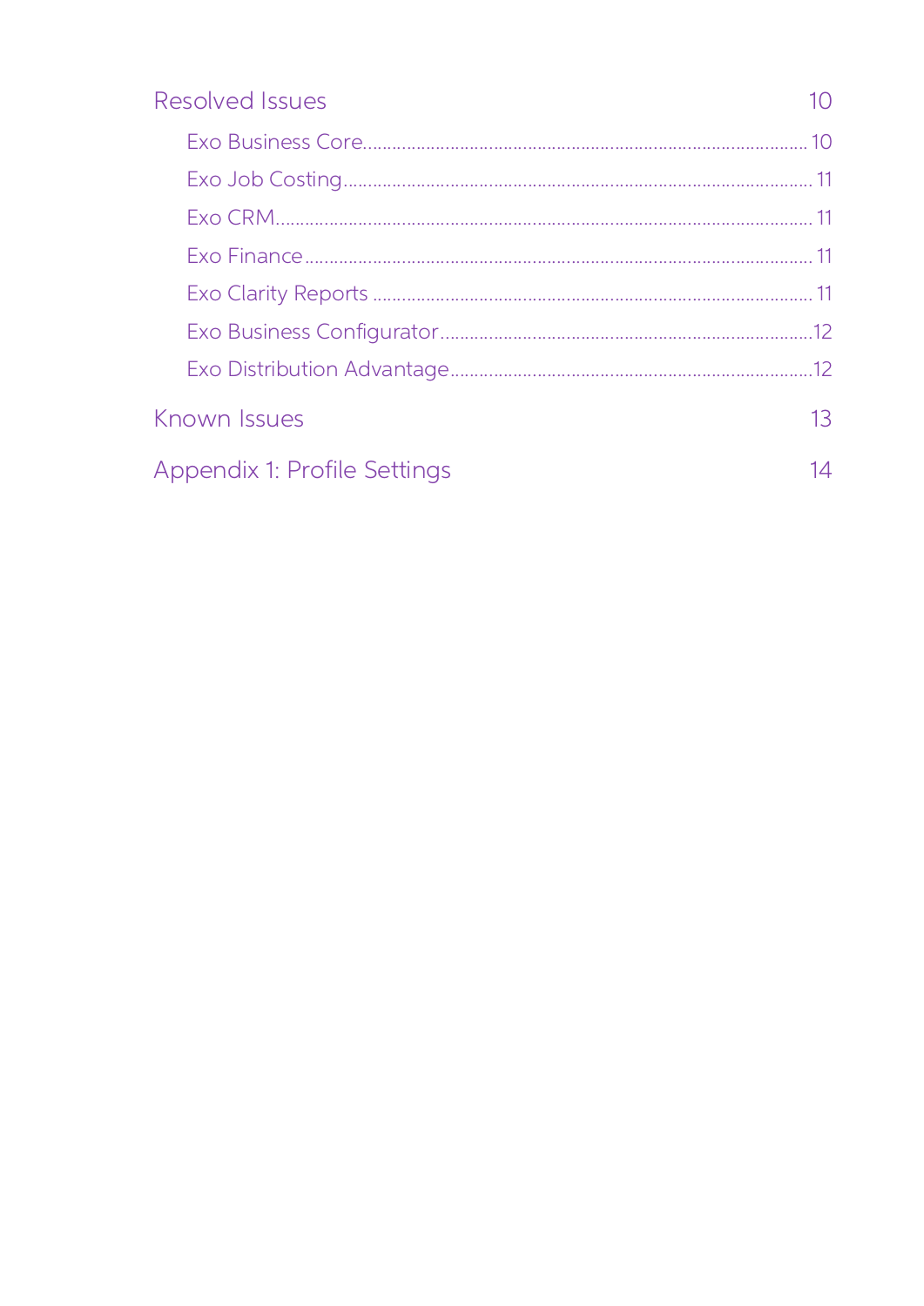Resolved Issues 10

- Exo Business Core ... 10
- Exo Job Costing ... 11
- Exo CRM ... 11
- Exo Finance ... 11
- Exo Clarity Reports ... 11
- Exo Business Configurator ... 12
- Exo Distribution Advantage ... 12

Known Issues 13

Appendix 1: Profile Settings 14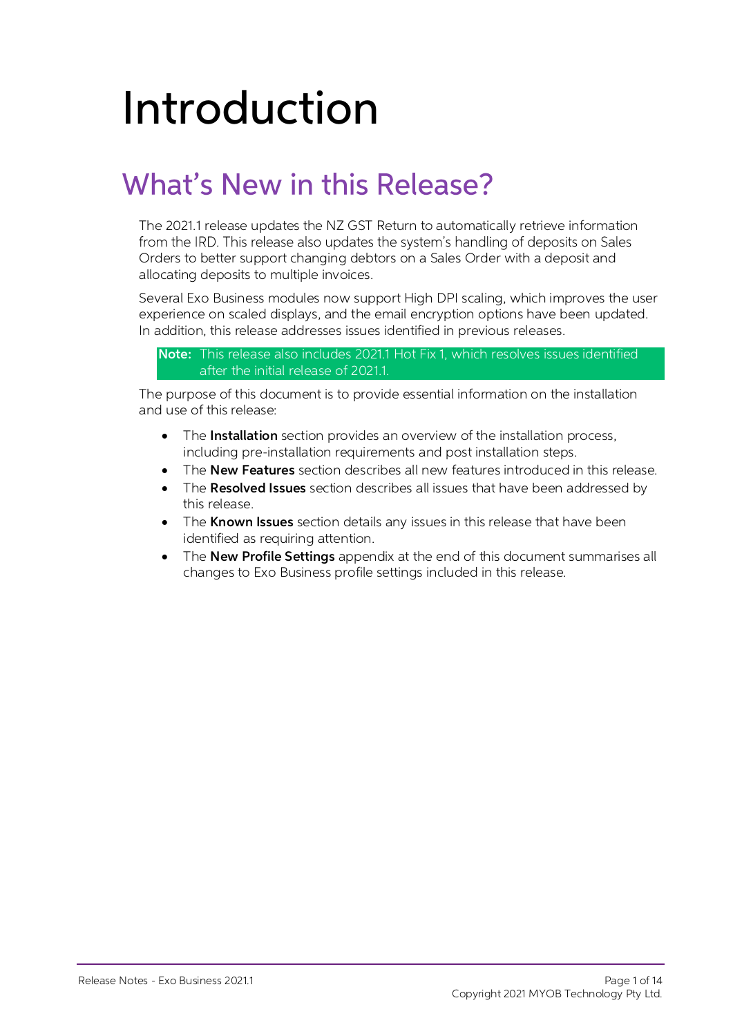# Introduction

## What's New in this Release?

The 2021.1 release updates the NZ GST Return to automatically retrieve information from the IRD. This release also updates the system's handling of deposits on Sales Orders to better support changing debtors on a Sales Order with a deposit and allocating deposits to multiple invoices.

Several Exo Business modules now support High DPI scaling, which improves the user experience on scaled displays, and the email encryption options have been updated. In addition, this release addresses issues identified in previous releases.

> **Note:** This release also includes 2021.1 Hot Fix 1, which resolves issues identified after the initial release of 2021.1.

The purpose of this document is to provide essential information on the installation and use of this release:

- The **Installation** section provides an overview of the installation process, including pre-installation requirements and post installation steps.
- The **New Features** section describes all new features introduced in this release.
- The **Resolved Issues** section describes all issues that have been addressed by this release.
- The **Known Issues** section details any issues in this release that have been identified as requiring attention.
- The **New Profile Settings** appendix at the end of this document summarises all changes to Exo Business profile settings included in this release.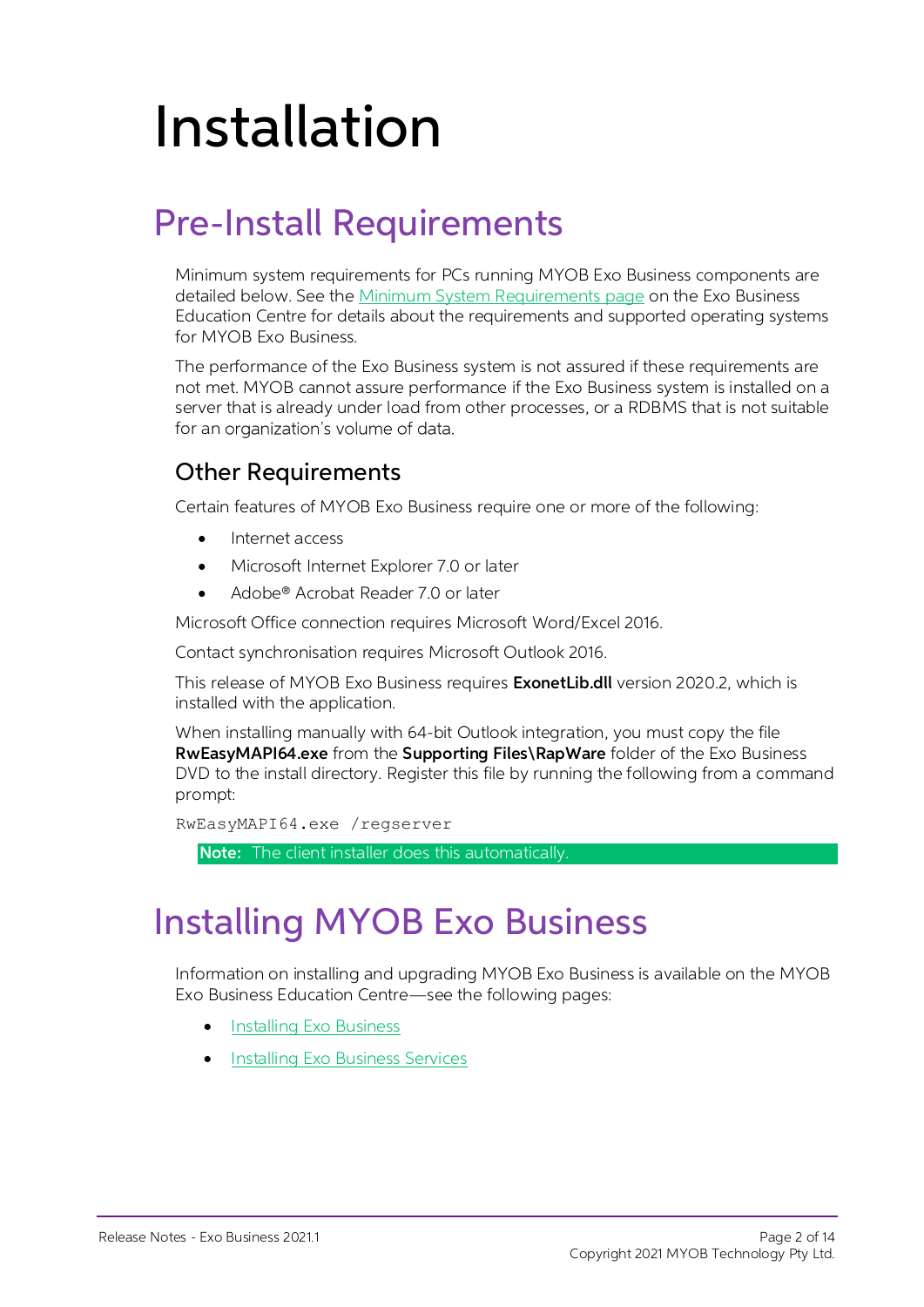# Installation

## Pre-Install Requirements

Minimum system requirements for PCs running MYOB Exo Business components are detailed below. See the [Minimum System Requirements page](#) on the Exo Business Education Centre for details about the requirements and supported operating systems for MYOB Exo Business.

The performance of the Exo Business system is not assured if these requirements are not met. MYOB cannot assure performance if the Exo Business system is installed on a server that is already under load from other processes, or a RDBMS that is not suitable for an organization's volume of data.

### Other Requirements

Certain features of MYOB Exo Business require one or more of the following:

- Internet access
- Microsoft Internet Explorer 7.0 or later
- Adobe® Acrobat Reader 7.0 or later

Microsoft Office connection requires Microsoft Word/Excel 2016.

Contact synchronisation requires Microsoft Outlook 2016.

This release of MYOB Exo Business requires **ExonetLib.dll** version 2020.2, which is installed with the application.

When installing manually with 64-bit Outlook integration, you must copy the file **RwEasyMAPI64.exe** from the **Supporting Files\RapWare** folder of the Exo Business DVD to the install directory. Register this file by running the following from a command prompt:

```
RwEasyMAPI64.exe /regserver
```

**Note:** The client installer does this automatically.

## Installing MYOB Exo Business

Information on installing and upgrading MYOB Exo Business is available on the MYOB Exo Business Education Centre—see the following pages:

- [Installing Exo Business](#)
- [Installing Exo Business Services](#)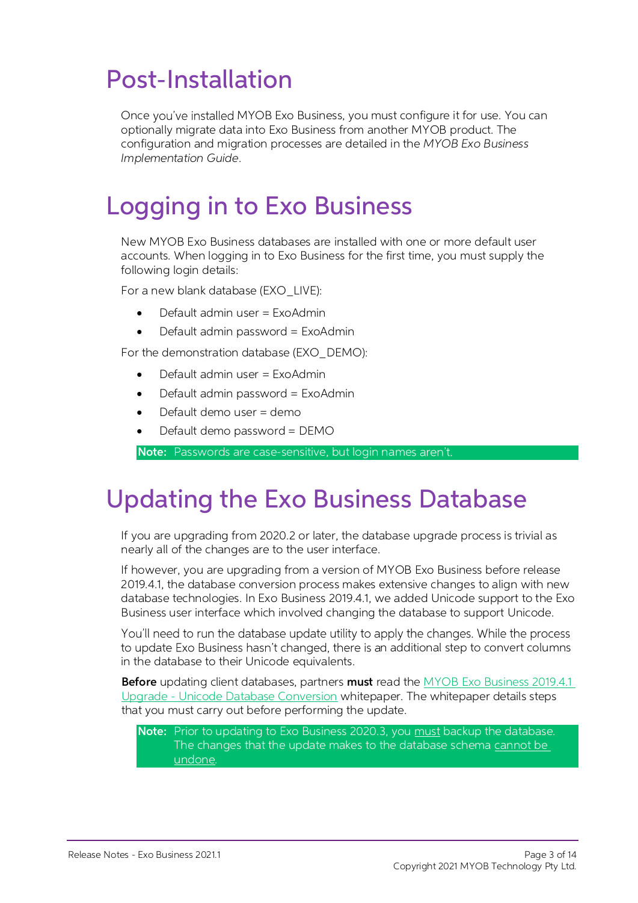# Post-Installation

Once you've installed MYOB Exo Business, you must configure it for use. You can optionally migrate data into Exo Business from another MYOB product. The configuration and migration processes are detailed in the *MYOB Exo Business Implementation Guide*.

# Logging in to Exo Business

New MYOB Exo Business databases are installed with one or more default user accounts. When logging in to Exo Business for the first time, you must supply the following login details:

For a new blank database (EXO_LIVE):

- Default admin user = ExoAdmin
- Default admin password = ExoAdmin

For the demonstration database (EXO_DEMO):

- Default admin user = ExoAdmin
- Default admin password = ExoAdmin
- Default demo user = demo
- Default demo password = DEMO

**Note:** Passwords are case-sensitive, but login names aren't.

# Updating the Exo Business Database

If you are upgrading from 2020.2 or later, the database upgrade process is trivial as nearly all of the changes are to the user interface.

If however, you are upgrading from a version of MYOB Exo Business before release 2019.4.1, the database conversion process makes extensive changes to align with new database technologies. In Exo Business 2019.4.1, we added Unicode support to the Exo Business user interface which involved changing the database to support Unicode.

You'll need to run the database update utility to apply the changes. While the process to update Exo Business hasn't changed, there is an additional step to convert columns in the database to their Unicode equivalents.

**Before** updating client databases, partners **must** read the MYOB Exo Business 2019.4.1 Upgrade - Unicode Database Conversion whitepaper. The whitepaper details steps that you must carry out before performing the update.

**Note:** Prior to updating to Exo Business 2020.3, you must backup the database. The changes that the update makes to the database schema cannot be undone.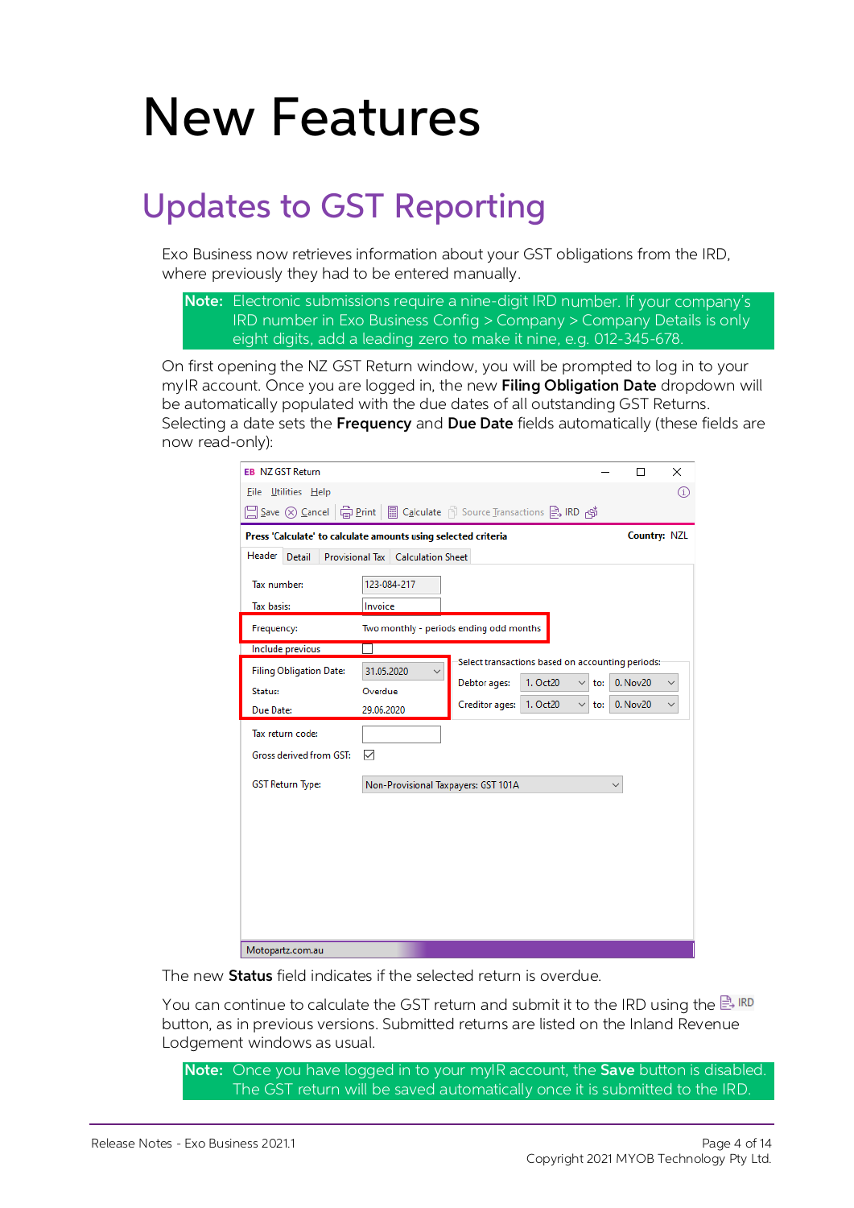# New Features

## Updates to GST Reporting

Exo Business now retrieves information about your GST obligations from the IRD, where previously they had to be entered manually.

> **Note:** Electronic submissions require a nine-digit IRD number. If your company's IRD number in Exo Business Config > Company > Company Details is only eight digits, add a leading zero to make it nine, e.g. 012-345-678.

On first opening the NZ GST Return window, you will be prompted to log in to your myIR account. Once you are logged in, the new **Filing Obligation Date** dropdown will be automatically populated with the due dates of all outstanding GST Returns. Selecting a date sets the **Frequency** and **Due Date** fields automatically (these fields are now read-only):

The new **Status** field indicates if the selected return is overdue.

You can continue to calculate the GST return and submit it to the IRD using the IRD button, as in previous versions. Submitted returns are listed on the Inland Revenue Lodgement windows as usual.

> **Note:** Once you have logged in to your myIR account, the **Save** button is disabled. The GST return will be saved automatically once it is submitted to the IRD.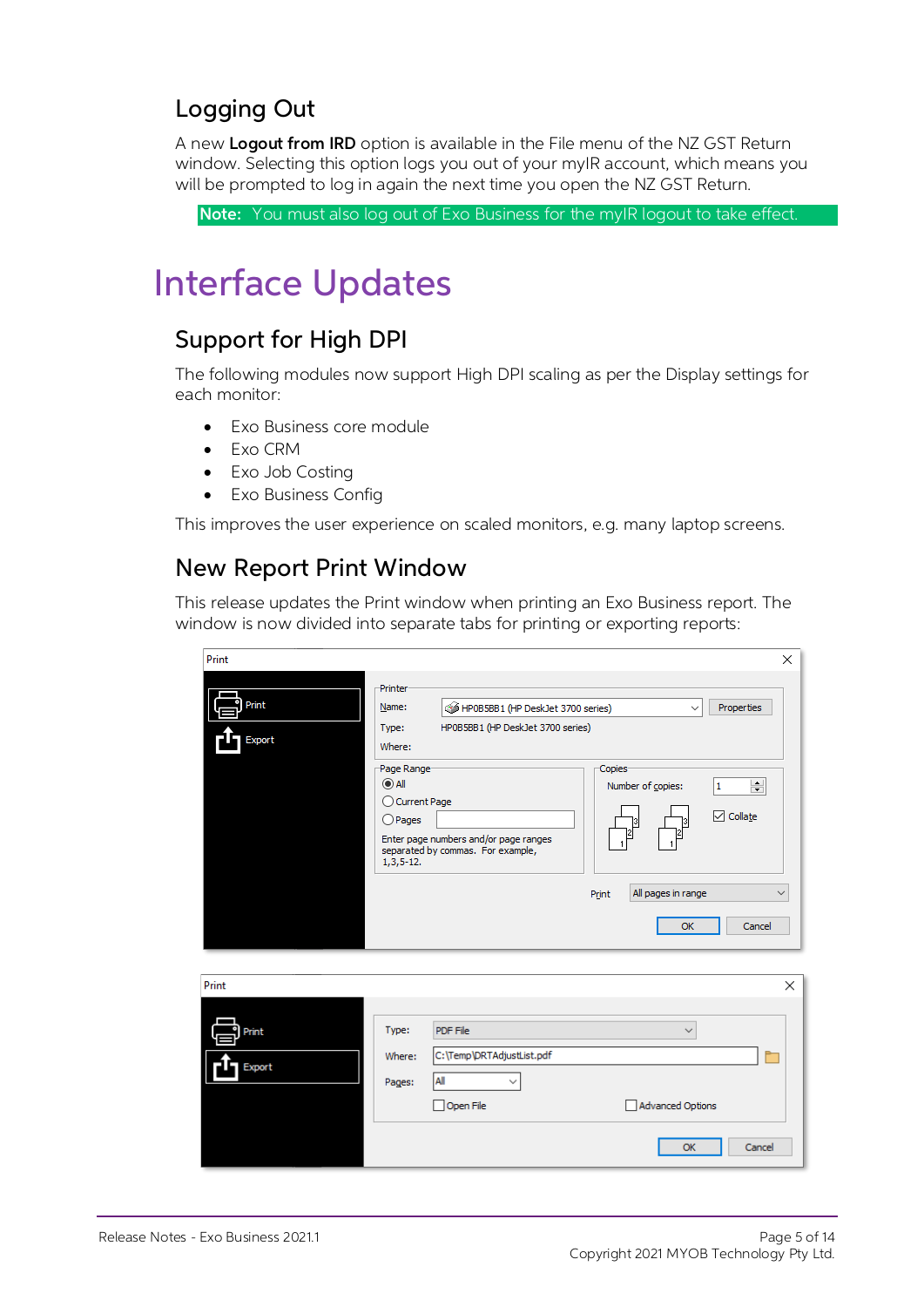## Logging Out

A new **Logout from IRD** option is available in the File menu of the NZ GST Return window. Selecting this option logs you out of your myIR account, which means you will be prompted to log in again the next time you open the NZ GST Return.

**Note:** You must also log out of Exo Business for the myIR logout to take effect.

# Interface Updates

## Support for High DPI

The following modules now support High DPI scaling as per the Display settings for each monitor:

- Exo Business core module
- Exo CRM
- Exo Job Costing
- Exo Business Config

This improves the user experience on scaled monitors, e.g. many laptop screens.

## New Report Print Window

This release updates the Print window when printing an Exo Business report. The window is now divided into separate tabs for printing or exporting reports: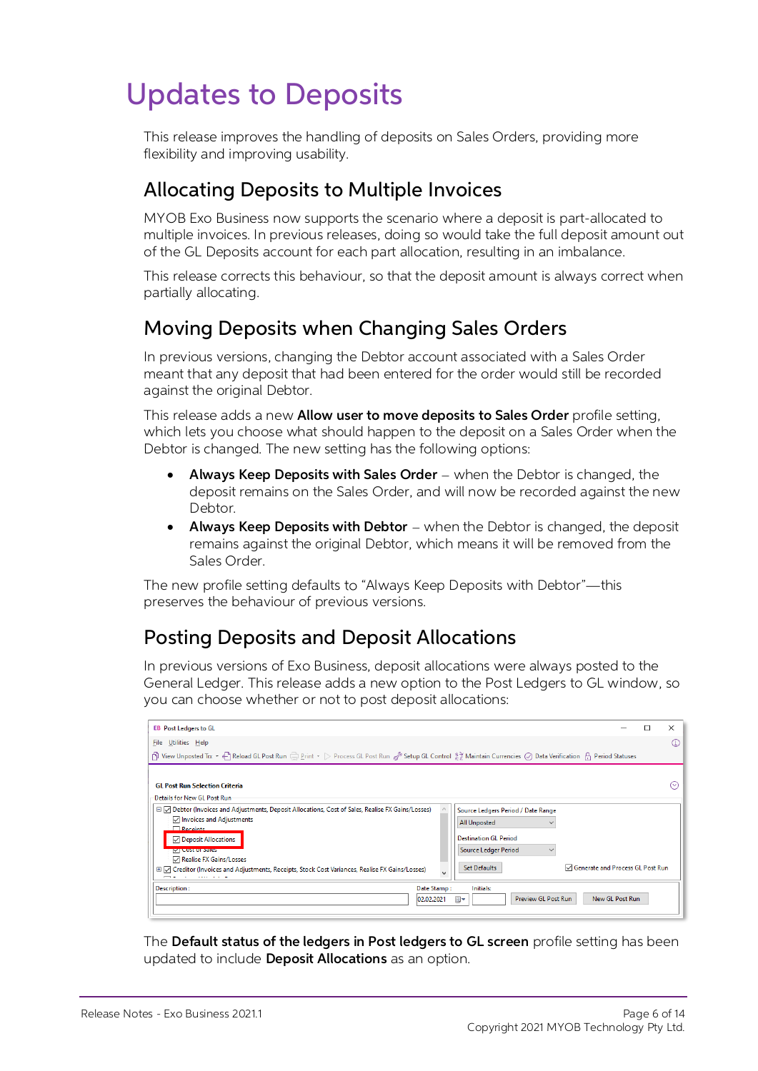# Updates to Deposits

This release improves the handling of deposits on Sales Orders, providing more flexibility and improving usability.

## Allocating Deposits to Multiple Invoices

MYOB Exo Business now supports the scenario where a deposit is part-allocated to multiple invoices. In previous releases, doing so would take the full deposit amount out of the GL Deposits account for each part allocation, resulting in an imbalance.

This release corrects this behaviour, so that the deposit amount is always correct when partially allocating.

## Moving Deposits when Changing Sales Orders

In previous versions, changing the Debtor account associated with a Sales Order meant that any deposit that had been entered for the order would still be recorded against the original Debtor.

This release adds a new **Allow user to move deposits to Sales Order** profile setting, which lets you choose what should happen to the deposit on a Sales Order when the Debtor is changed. The new setting has the following options:

- **Always Keep Deposits with Sales Order** – when the Debtor is changed, the deposit remains on the Sales Order, and will now be recorded against the new Debtor.
- **Always Keep Deposits with Debtor** – when the Debtor is changed, the deposit remains against the original Debtor, which means it will be removed from the Sales Order.

The new profile setting defaults to "Always Keep Deposits with Debtor"—this preserves the behaviour of previous versions.

## Posting Deposits and Deposit Allocations

In previous versions of Exo Business, deposit allocations were always posted to the General Ledger. This release adds a new option to the Post Ledgers to GL window, so you can choose whether or not to post deposit allocations:

The **Default status of the ledgers in Post ledgers to GL screen** profile setting has been updated to include **Deposit Allocations** as an option.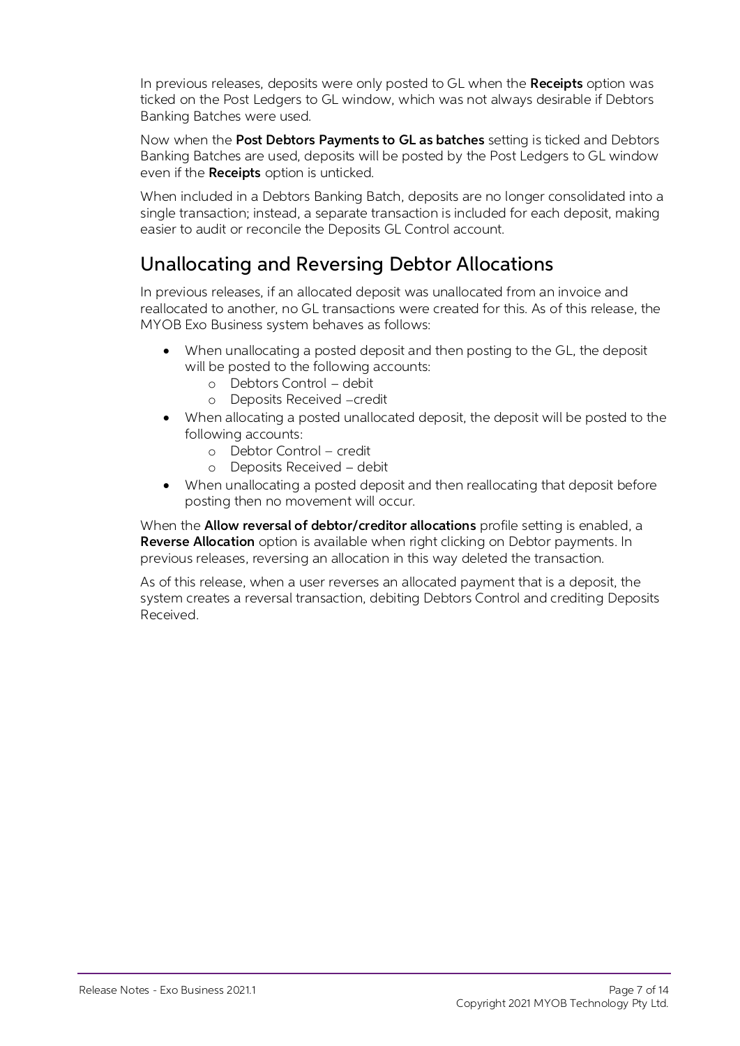In previous releases, deposits were only posted to GL when the **Receipts** option was ticked on the Post Ledgers to GL window, which was not always desirable if Debtors Banking Batches were used.

Now when the **Post Debtors Payments to GL as batches** setting is ticked and Debtors Banking Batches are used, deposits will be posted by the Post Ledgers to GL window even if the **Receipts** option is unticked.

When included in a Debtors Banking Batch, deposits are no longer consolidated into a single transaction; instead, a separate transaction is included for each deposit, making easier to audit or reconcile the Deposits GL Control account.

## Unallocating and Reversing Debtor Allocations

In previous releases, if an allocated deposit was unallocated from an invoice and reallocated to another, no GL transactions were created for this. As of this release, the MYOB Exo Business system behaves as follows:

- When unallocating a posted deposit and then posting to the GL, the deposit will be posted to the following accounts:
  - Debtors Control – debit
  - Deposits Received –credit
- When allocating a posted unallocated deposit, the deposit will be posted to the following accounts:
  - Debtor Control – credit
  - Deposits Received – debit
- When unallocating a posted deposit and then reallocating that deposit before posting then no movement will occur.

When the **Allow reversal of debtor/creditor allocations** profile setting is enabled, a **Reverse Allocation** option is available when right clicking on Debtor payments. In previous releases, reversing an allocation in this way deleted the transaction.

As of this release, when a user reverses an allocated payment that is a deposit, the system creates a reversal transaction, debiting Debtors Control and crediting Deposits Received.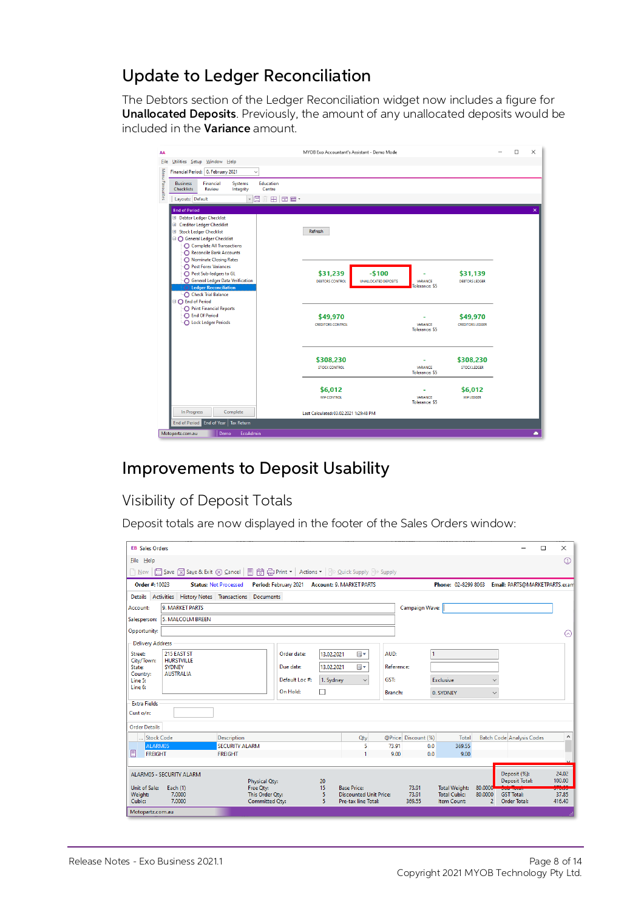## Update to Ledger Reconciliation

The Debtors section of the Ledger Reconciliation widget now includes a figure for **Unallocated Deposits**. Previously, the amount of any unallocated deposits would be included in the **Variance** amount.

## Improvements to Deposit Usability

### Visibility of Deposit Totals

Deposit totals are now displayed in the footer of the Sales Orders window: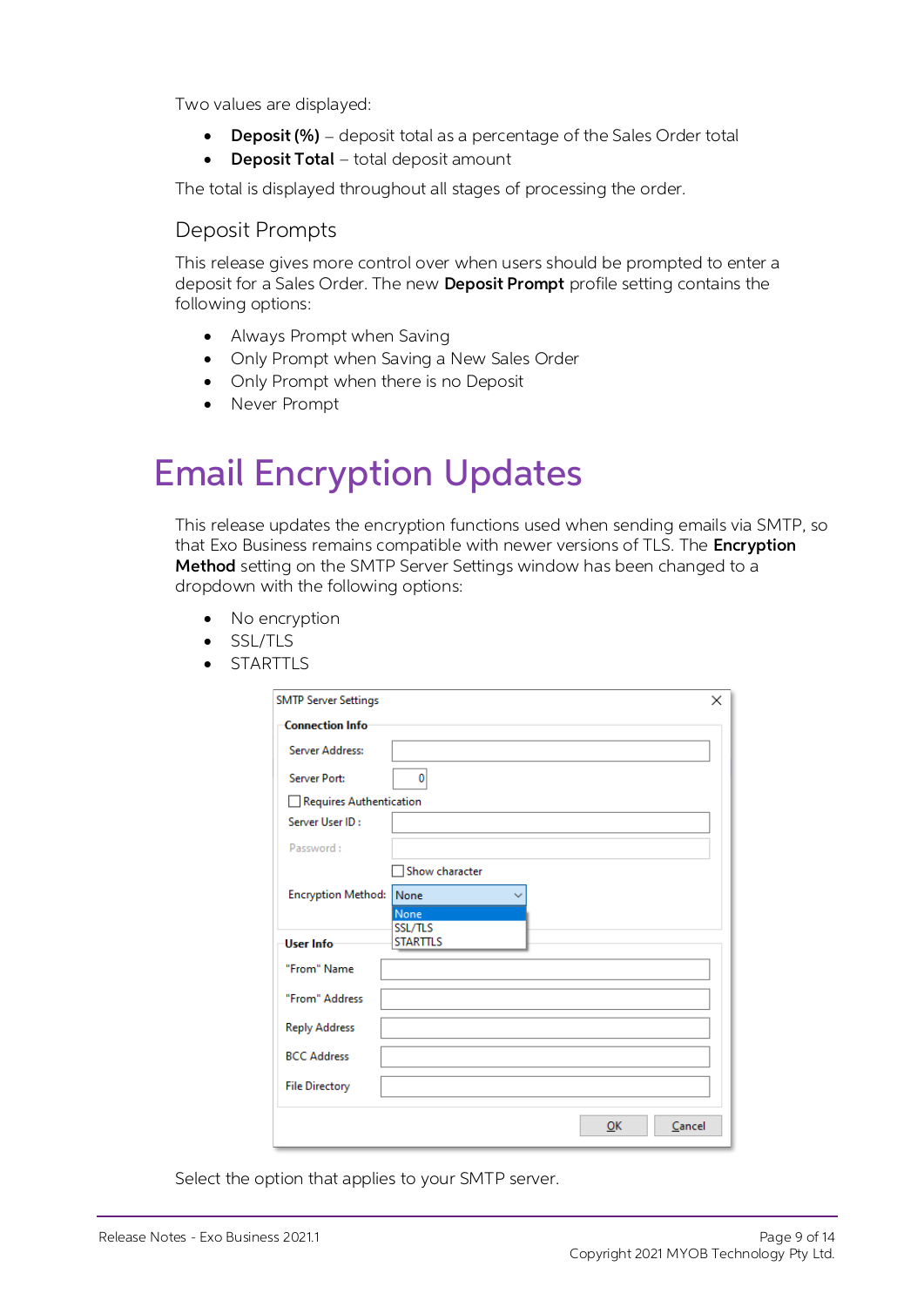Two values are displayed:

- **Deposit (%)** – deposit total as a percentage of the Sales Order total
- **Deposit Total** – total deposit amount

The total is displayed throughout all stages of processing the order.

## Deposit Prompts

This release gives more control over when users should be prompted to enter a deposit for a Sales Order. The new **Deposit Prompt** profile setting contains the following options:

- Always Prompt when Saving
- Only Prompt when Saving a New Sales Order
- Only Prompt when there is no Deposit
- Never Prompt

# Email Encryption Updates

This release updates the encryption functions used when sending emails via SMTP, so that Exo Business remains compatible with newer versions of TLS. The **Encryption Method** setting on the SMTP Server Settings window has been changed to a dropdown with the following options:

- No encryption
- SSL/TLS
- STARTTLS

Select the option that applies to your SMTP server.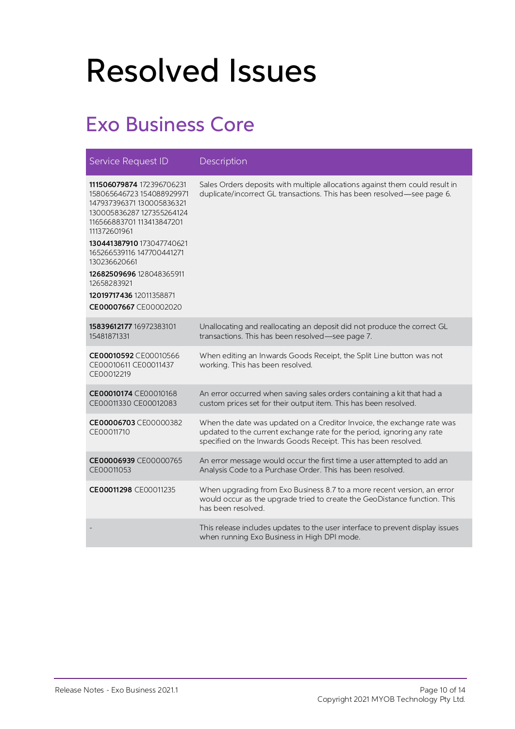# Resolved Issues

## Exo Business Core

| Service Request ID | Description |
| --- | --- |
| **111506079874** 172396706231 158065646723 154088929971 147937396371 130005836321 130005836287 127355264124 116566883701 113413847201 111372601961<br>**130441387910** 173047740621 165266539116 147700441271 130236620661<br>**12682509696** 128048365911 12658283921<br>**12019717436** 12011358871<br>**CE00007667** CE00002020 | Sales Orders deposits with multiple allocations against them could result in duplicate/incorrect GL transactions. This has been resolved—see page 6. |
| **15839612177** 16972383101 15481871331 | Unallocating and reallocating an deposit did not produce the correct GL transactions. This has been resolved—see page 7. |
| **CE00010592** CE00010566 CE00010611 CE00011437 CE00012219 | When editing an Inwards Goods Receipt, the Split Line button was not working. This has been resolved. |
| **CE00010174** CE00010168 CE00011330 CE00012083 | An error occurred when saving sales orders containing a kit that had a custom prices set for their output item. This has been resolved. |
| **CE00006703** CE00000382 CE00011710 | When the date was updated on a Creditor Invoice, the exchange rate was updated to the current exchange rate for the period, ignoring any rate specified on the Inwards Goods Receipt. This has been resolved. |
| **CE00006939** CE00000765 CE00011053 | An error message would occur the first time a user attempted to add an Analysis Code to a Purchase Order. This has been resolved. |
| **CE00011298** CE00011235 | When upgrading from Exo Business 8.7 to a more recent version, an error would occur as the upgrade tried to create the GeoDistance function. This has been resolved. |
| - | This release includes updates to the user interface to prevent display issues when running Exo Business in High DPI mode. |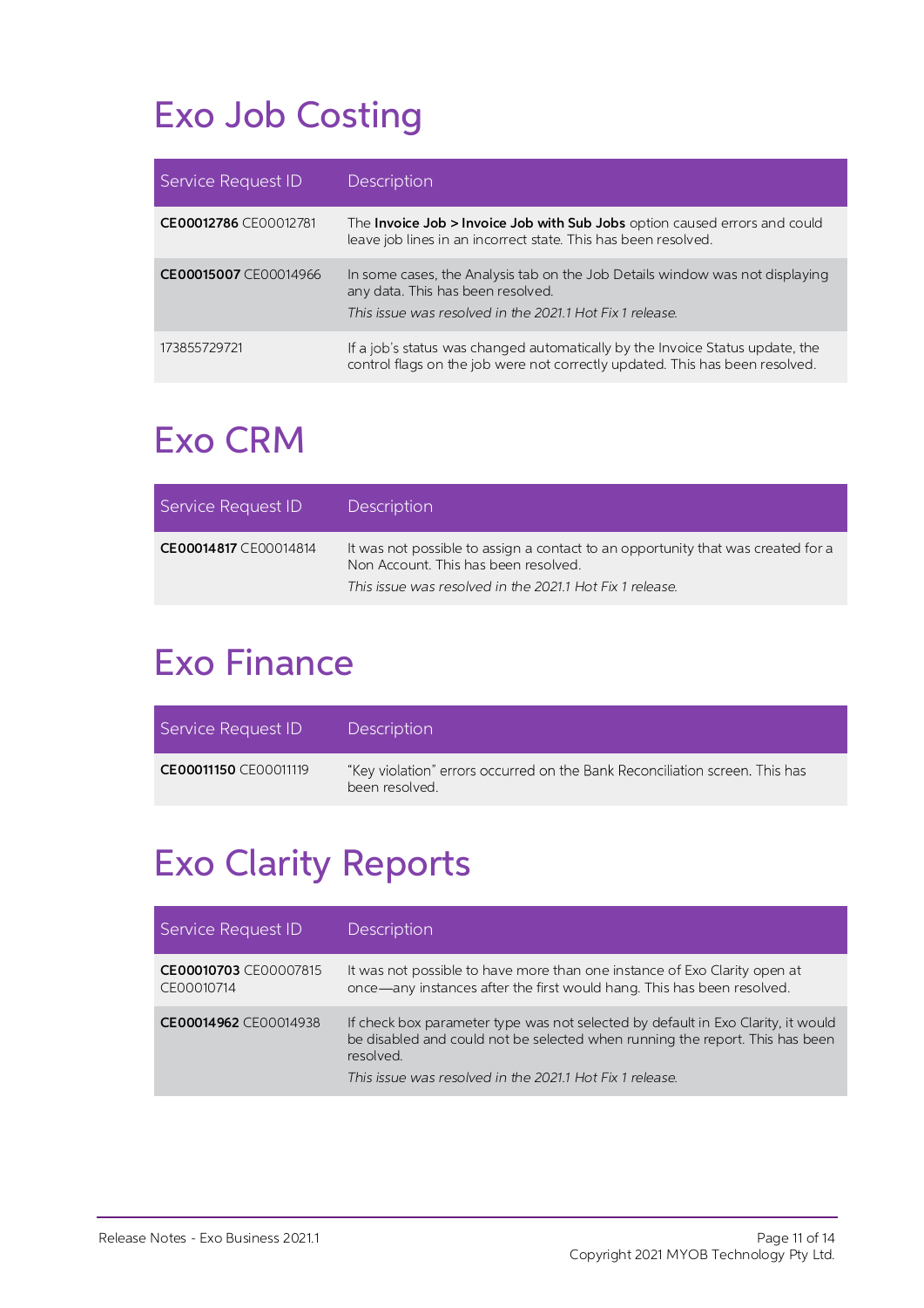# Exo Job Costing

| Service Request ID | Description |
|---|---|
| **CE00012786** CE00012781 | The **Invoice Job > Invoice Job with Sub Jobs** option caused errors and could leave job lines in an incorrect state. This has been resolved. |
| **CE00015007** CE00014966 | In some cases, the Analysis tab on the Job Details window was not displaying any data. This has been resolved.<br>*This issue was resolved in the 2021.1 Hot Fix 1 release.* |
| 173855729721 | If a job's status was changed automatically by the Invoice Status update, the control flags on the job were not correctly updated. This has been resolved. |

# Exo CRM

| Service Request ID | Description |
|---|---|
| **CE00014817** CE00014814 | It was not possible to assign a contact to an opportunity that was created for a Non Account. This has been resolved.<br>*This issue was resolved in the 2021.1 Hot Fix 1 release.* |

# Exo Finance

| Service Request ID | Description |
|---|---|
| **CE00011150** CE00011119 | "Key violation" errors occurred on the Bank Reconciliation screen. This has been resolved. |

# Exo Clarity Reports

| Service Request ID | Description |
|---|---|
| **CE00010703** CE00007815 CE00010714 | It was not possible to have more than one instance of Exo Clarity open at once—any instances after the first would hang. This has been resolved. |
| **CE00014962** CE00014938 | If check box parameter type was not selected by default in Exo Clarity, it would be disabled and could not be selected when running the report. This has been resolved.<br>*This issue was resolved in the 2021.1 Hot Fix 1 release.* |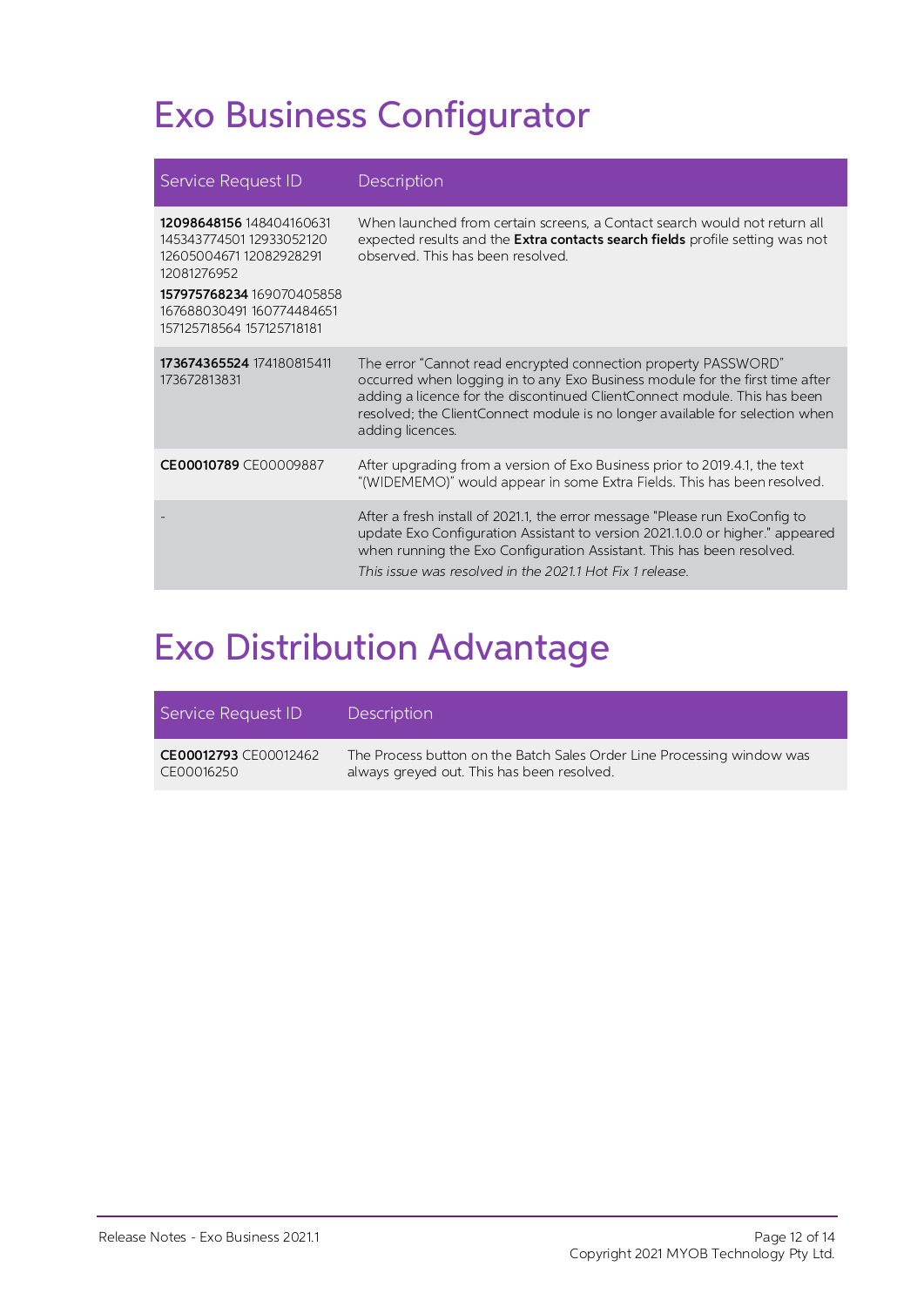# Exo Business Configurator

| Service Request ID | Description |
|---|---|
| **12098648156** 148404160631 145343774501 12933052120 12605004671 12082928291 12081276952 **157975768234** 169070405858 167688030491 160774484651 157125718564 157125718181 | When launched from certain screens, a Contact search would not return all expected results and the **Extra contacts search fields** profile setting was not observed. This has been resolved. |
| **173674365524** 174180815411 173672813831 | The error "Cannot read encrypted connection property PASSWORD" occurred when logging in to any Exo Business module for the first time after adding a licence for the discontinued ClientConnect module. This has been resolved; the ClientConnect module is no longer available for selection when adding licences. |
| **CE00010789** CE00009887 | After upgrading from a version of Exo Business prior to 2019.4.1, the text "(WIDEMEMO)" would appear in some Extra Fields. This has been resolved. |
| - | After a fresh install of 2021.1, the error message "Please run ExoConfig to update Exo Configuration Assistant to version 2021.1.0.0 or higher." appeared when running the Exo Configuration Assistant. This has been resolved. *This issue was resolved in the 2021.1 Hot Fix 1 release.* |

# Exo Distribution Advantage

| Service Request ID | Description |
|---|---|
| **CE00012793** CE00012462 CE00016250 | The Process button on the Batch Sales Order Line Processing window was always greyed out. This has been resolved. |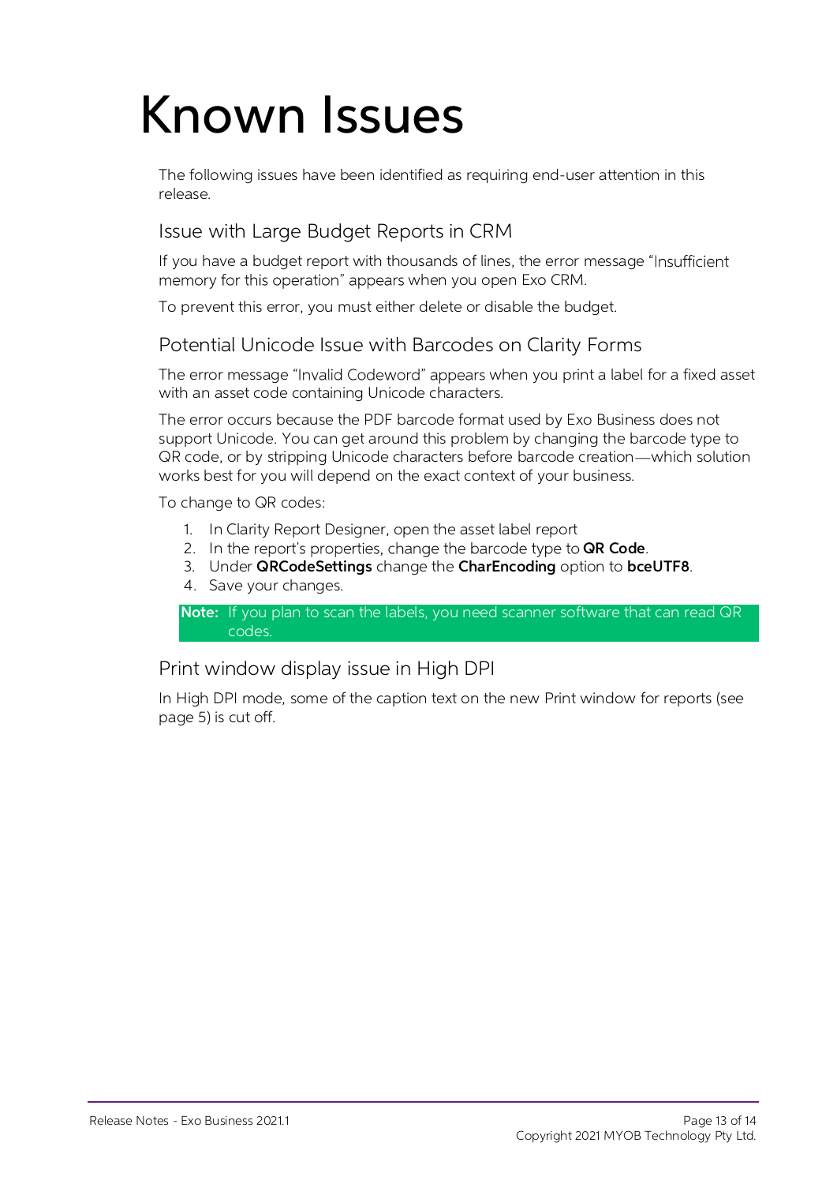# Known Issues

The following issues have been identified as requiring end-user attention in this release.

## Issue with Large Budget Reports in CRM

If you have a budget report with thousands of lines, the error message "Insufficient memory for this operation" appears when you open Exo CRM.

To prevent this error, you must either delete or disable the budget.

## Potential Unicode Issue with Barcodes on Clarity Forms

The error message "Invalid Codeword" appears when you print a label for a fixed asset with an asset code containing Unicode characters.

The error occurs because the PDF barcode format used by Exo Business does not support Unicode. You can get around this problem by changing the barcode type to QR code, or by stripping Unicode characters before barcode creation—which solution works best for you will depend on the exact context of your business.

To change to QR codes:

1. In Clarity Report Designer, open the asset label report
2. In the report's properties, change the barcode type to **QR Code**.
3. Under **QRCodeSettings** change the **CharEncoding** option to **bceUTF8**.
4. Save your changes.

**Note:** If you plan to scan the labels, you need scanner software that can read QR codes.

## Print window display issue in High DPI

In High DPI mode, some of the caption text on the new Print window for reports (see page 5) is cut off.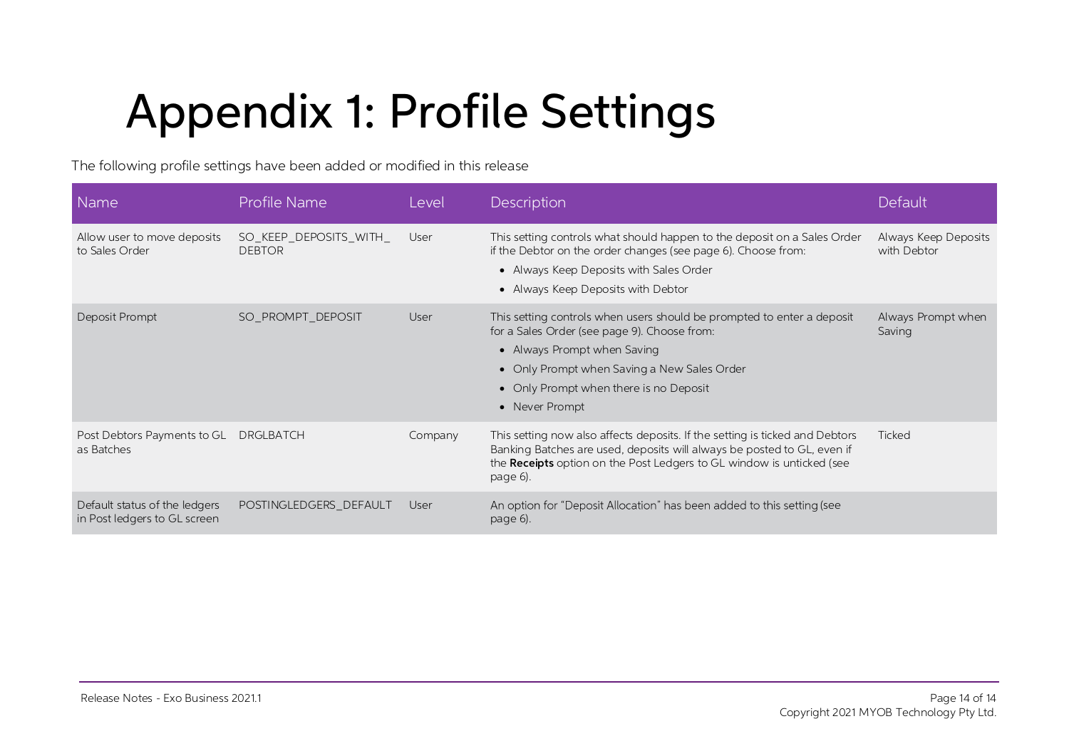# Appendix 1: Profile Settings

The following profile settings have been added or modified in this release

| Name | Profile Name | Level | Description | Default |
|---|---|---|---|---|
| Allow user to move deposits to Sales Order | SO_KEEP_DEPOSITS_WITH_DEBTOR | User | This setting controls what should happen to the deposit on a Sales Order if the Debtor on the order changes (see page 6). Choose from:<br>• Always Keep Deposits with Sales Order<br>• Always Keep Deposits with Debtor | Always Keep Deposits with Debtor |
| Deposit Prompt | SO_PROMPT_DEPOSIT | User | This setting controls when users should be prompted to enter a deposit for a Sales Order (see page 9). Choose from:<br>• Always Prompt when Saving<br>• Only Prompt when Saving a New Sales Order<br>• Only Prompt when there is no Deposit<br>• Never Prompt | Always Prompt when Saving |
| Post Debtors Payments to GL as Batches | DRGLBATCH | Company | This setting now also affects deposits. If the setting is ticked and Debtors Banking Batches are used, deposits will always be posted to GL, even if the **Receipts** option on the Post Ledgers to GL window is unticked (see page 6). | Ticked |
| Default status of the ledgers in Post ledgers to GL screen | POSTINGLEDGERS_DEFAULT | User | An option for "Deposit Allocation" has been added to this setting (see page 6). | |